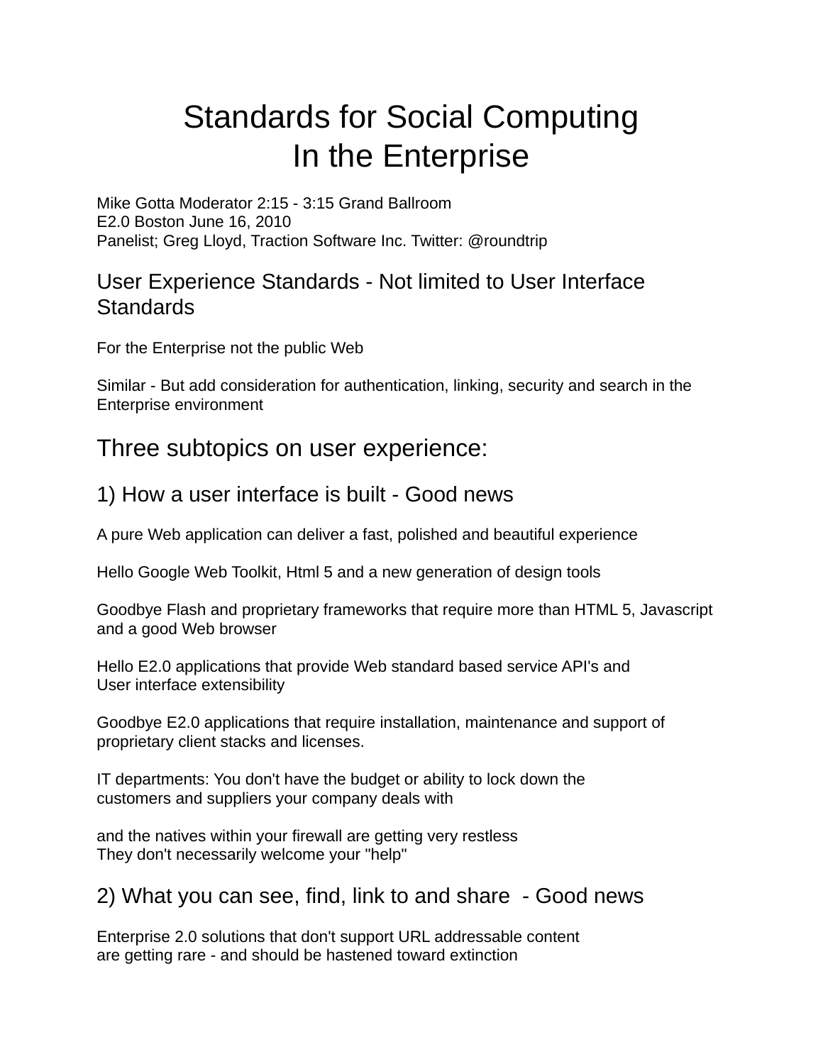# Standards for Social Computing In the Enterprise

Mike Gotta Moderator 2:15 - 3:15 Grand Ballroom
E2.0 Boston June 16, 2010
Panelist; Greg Lloyd, Traction Software Inc. Twitter: @roundtrip

## User Experience Standards - Not limited to User Interface Standards

For the Enterprise not the public Web

Similar - But add consideration for authentication, linking, security and search in the Enterprise environment

## Three subtopics on user experience:

### 1) How a user interface is built - Good news

A pure Web application can deliver a fast, polished and beautiful experience

Hello Google Web Toolkit, Html 5 and a new generation of design tools

Goodbye Flash and proprietary frameworks that require more than HTML 5, Javascript and a good Web browser

Hello E2.0 applications that provide Web standard based service API's and
User interface extensibility

Goodbye E2.0 applications that require installation, maintenance and support of proprietary client stacks and licenses.

IT departments: You don't have the budget or ability to lock down the
customers and suppliers your company deals with

and the natives within your firewall are getting very restless
They don't necessarily welcome your "help"

### 2) What you can see, find, link to and share - Good news

Enterprise 2.0 solutions that don't support URL addressable content
are getting rare - and should be hastened toward extinction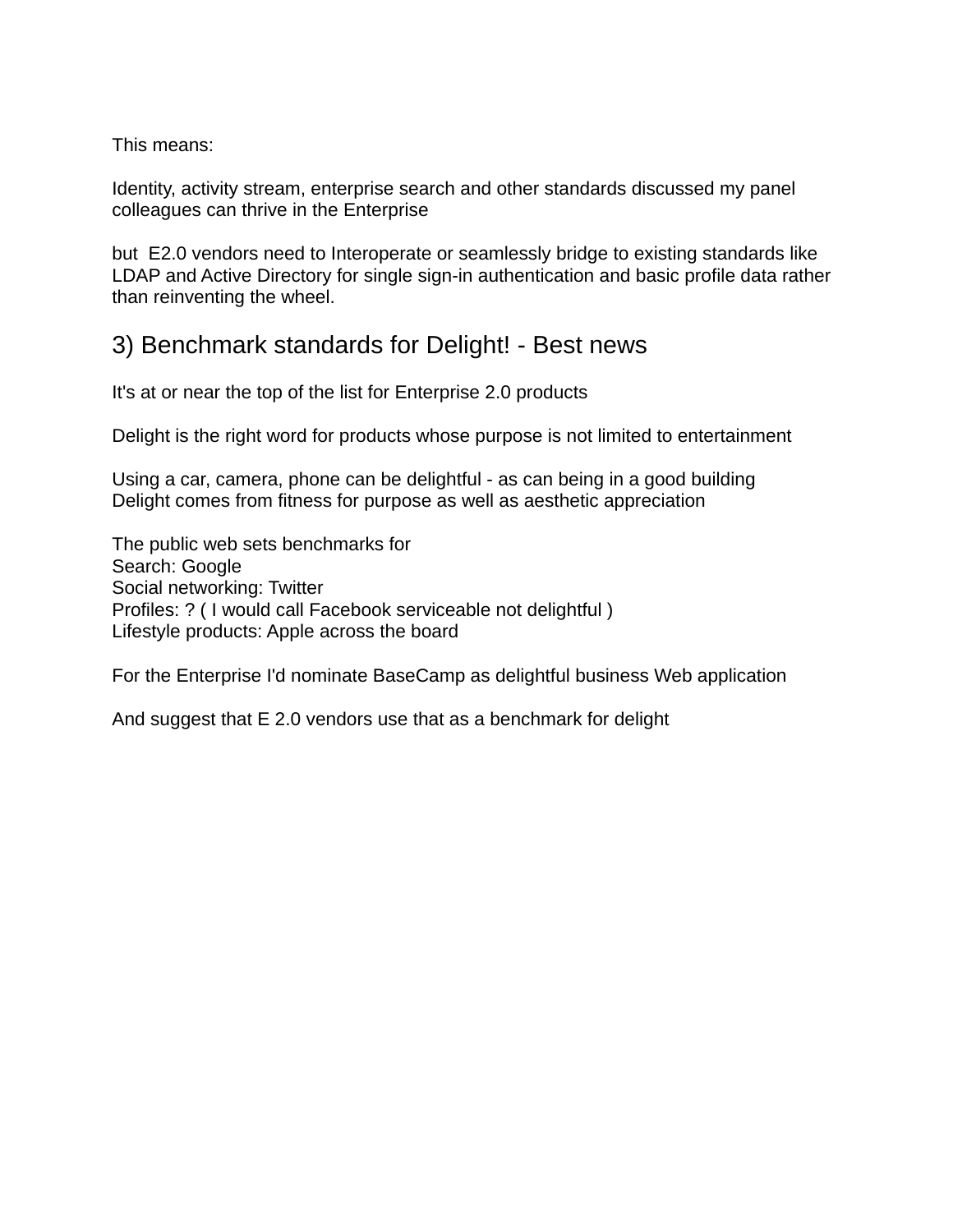This means:

Identity, activity stream, enterprise search and other standards discussed my panel colleagues can thrive in the Enterprise

but E2.0 vendors need to Interoperate or seamlessly bridge to existing standards like LDAP and Active Directory for single sign-in authentication and basic profile data rather than reinventing the wheel.

## 3) Benchmark standards for Delight! - Best news

It's at or near the top of the list for Enterprise 2.0 products

Delight is the right word for products whose purpose is not limited to entertainment

Using a car, camera, phone can be delightful - as can being in a good building
Delight comes from fitness for purpose as well as aesthetic appreciation

The public web sets benchmarks for
Search: Google
Social networking: Twitter
Profiles: ? ( I would call Facebook serviceable not delightful )
Lifestyle products: Apple across the board

For the Enterprise I'd nominate BaseCamp as delightful business Web application

And suggest that E 2.0 vendors use that as a benchmark for delight